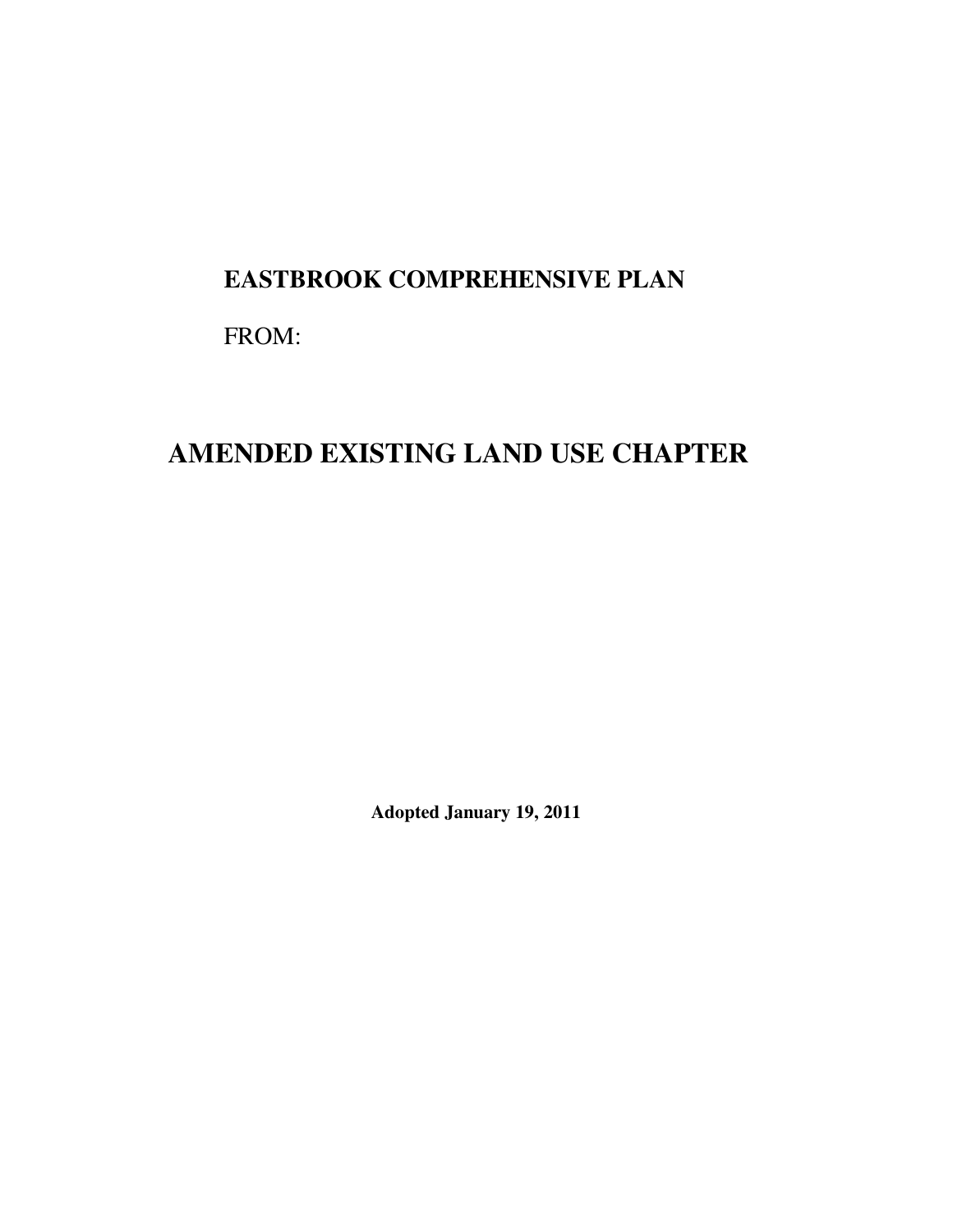**EASTBROOK COMPREHENSIVE PLAN**

FROM:

# AMENDED EXISTING LAND USE CHAPTER

**Adopted January 19, 2011**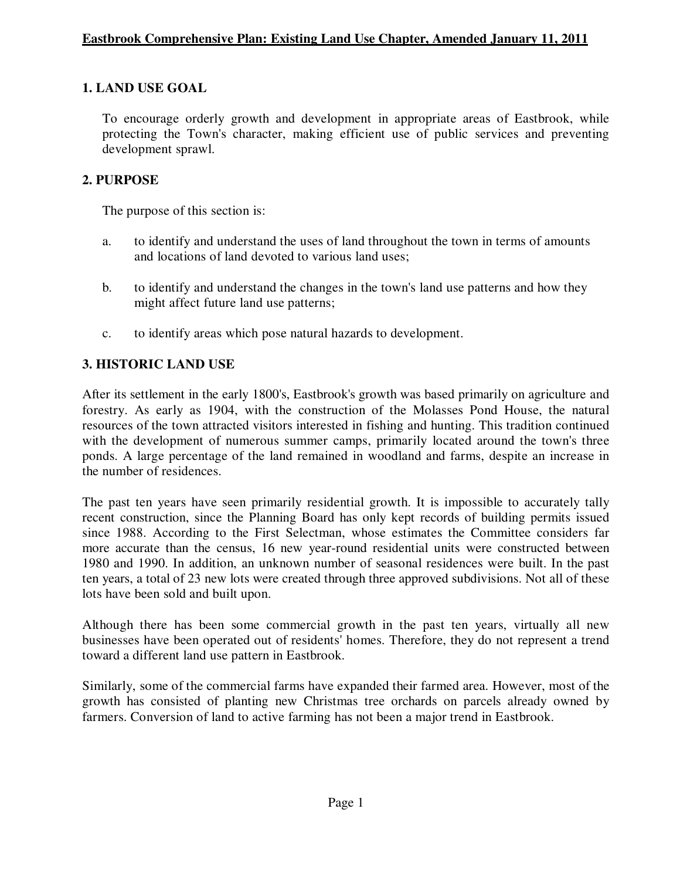## 1. LAND USE GOAL

To encourage orderly growth and development in appropriate areas of Eastbrook, while protecting the Town's character, making efficient use of public services and preventing development sprawl.

## 2. PURPOSE

The purpose of this section is:

a. to identify and understand the uses of land throughout the town in terms of amounts and locations of land devoted to various land uses;

b. to identify and understand the changes in the town's land use patterns and how they might affect future land use patterns;

c. to identify areas which pose natural hazards to development.

## 3. HISTORIC LAND USE

After its settlement in the early 1800's, Eastbrook's growth was based primarily on agriculture and forestry. As early as 1904, with the construction of the Molasses Pond House, the natural resources of the town attracted visitors interested in fishing and hunting. This tradition continued with the development of numerous summer camps, primarily located around the town's three ponds. A large percentage of the land remained in woodland and farms, despite an increase in the number of residences.

The past ten years have seen primarily residential growth. It is impossible to accurately tally recent construction, since the Planning Board has only kept records of building permits issued since 1988. According to the First Selectman, whose estimates the Committee considers far more accurate than the census, 16 new year-round residential units were constructed between 1980 and 1990. In addition, an unknown number of seasonal residences were built. In the past ten years, a total of 23 new lots were created through three approved subdivisions. Not all of these lots have been sold and built upon.

Although there has been some commercial growth in the past ten years, virtually all new businesses have been operated out of residents' homes. Therefore, they do not represent a trend toward a different land use pattern in Eastbrook.

Similarly, some of the commercial farms have expanded their farmed area. However, most of the growth has consisted of planting new Christmas tree orchards on parcels already owned by farmers. Conversion of land to active farming has not been a major trend in Eastbrook.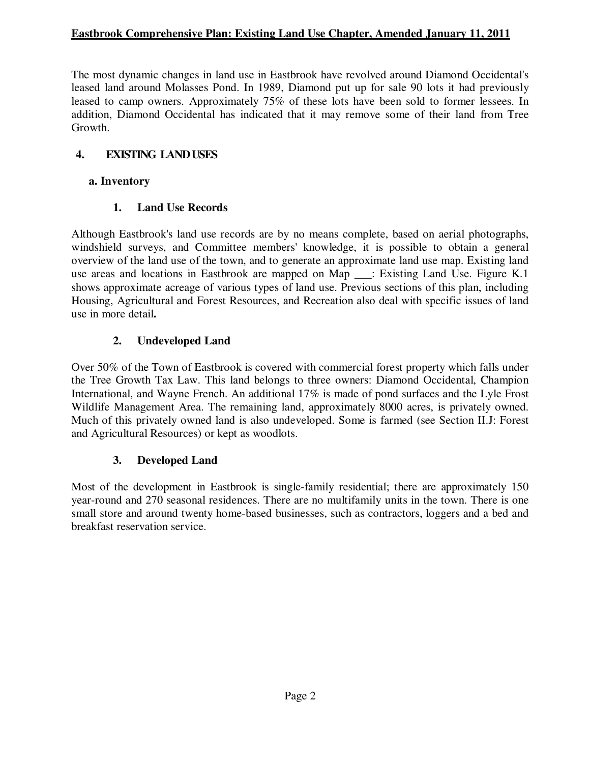The most dynamic changes in land use in Eastbrook have revolved around Diamond Occidental's leased land around Molasses Pond. In 1989, Diamond put up for sale 90 lots it had previously leased to camp owners. Approximately 75% of these lots have been sold to former lessees. In addition, Diamond Occidental has indicated that it may remove some of their land from Tree Growth.

## 4. EXISTING LAND USES

### a. Inventory

#### 1. Land Use Records

Although Eastbrook's land use records are by no means complete, based on aerial photographs, windshield surveys, and Committee members' knowledge, it is possible to obtain a general overview of the land use of the town, and to generate an approximate land use map. Existing land use areas and locations in Eastbrook are mapped on Map ___: Existing Land Use. Figure K.1 shows approximate acreage of various types of land use. Previous sections of this plan, including Housing, Agricultural and Forest Resources, and Recreation also deal with specific issues of land use in more detail**.**

#### 2. Undeveloped Land

Over 50% of the Town of Eastbrook is covered with commercial forest property which falls under the Tree Growth Tax Law. This land belongs to three owners: Diamond Occidental, Champion International, and Wayne French. An additional 17% is made of pond surfaces and the Lyle Frost Wildlife Management Area. The remaining land, approximately 8000 acres, is privately owned. Much of this privately owned land is also undeveloped. Some is farmed (see Section II.J: Forest and Agricultural Resources) or kept as woodlots.

#### 3. Developed Land

Most of the development in Eastbrook is single-family residential; there are approximately 150 year-round and 270 seasonal residences. There are no multifamily units in the town. There is one small store and around twenty home-based businesses, such as contractors, loggers and a bed and breakfast reservation service.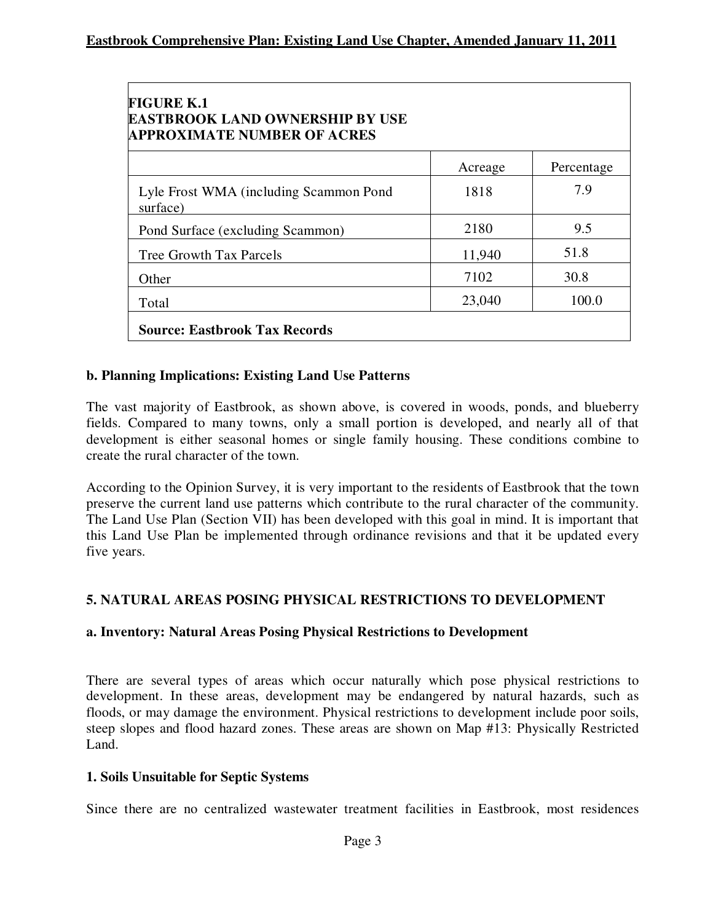| **FIGURE K.1<br>EASTBROOK LAND OWNERSHIP BY USE<br>APPROXIMATE NUMBER OF ACRES** | | |
|---|---|---|
| | Acreage | Percentage |
| Lyle Frost WMA (including Scammon Pond surface) | 1818 | 7.9 |
| Pond Surface (excluding Scammon) | 2180 | 9.5 |
| Tree Growth Tax Parcels | 11,940 | 51.8 |
| Other | 7102 | 30.8 |
| Total | 23,040 | 100.0 |
| **Source: Eastbrook Tax Records** | | |

### b. Planning Implications: Existing Land Use Patterns

The vast majority of Eastbrook, as shown above, is covered in woods, ponds, and blueberry fields. Compared to many towns, only a small portion is developed, and nearly all of that development is either seasonal homes or single family housing. These conditions combine to create the rural character of the town.

According to the Opinion Survey, it is very important to the residents of Eastbrook that the town preserve the current land use patterns which contribute to the rural character of the community. The Land Use Plan (Section VII) has been developed with this goal in mind. It is important that this Land Use Plan be implemented through ordinance revisions and that it be updated every five years.

## 5. NATURAL AREAS POSING PHYSICAL RESTRICTIONS TO DEVELOPMENT

### a. Inventory: Natural Areas Posing Physical Restrictions to Development

There are several types of areas which occur naturally which pose physical restrictions to development. In these areas, development may be endangered by natural hazards, such as floods, or may damage the environment. Physical restrictions to development include poor soils, steep slopes and flood hazard zones. These areas are shown on Map #13: Physically Restricted Land.

### 1. Soils Unsuitable for Septic Systems

Since there are no centralized wastewater treatment facilities in Eastbrook, most residences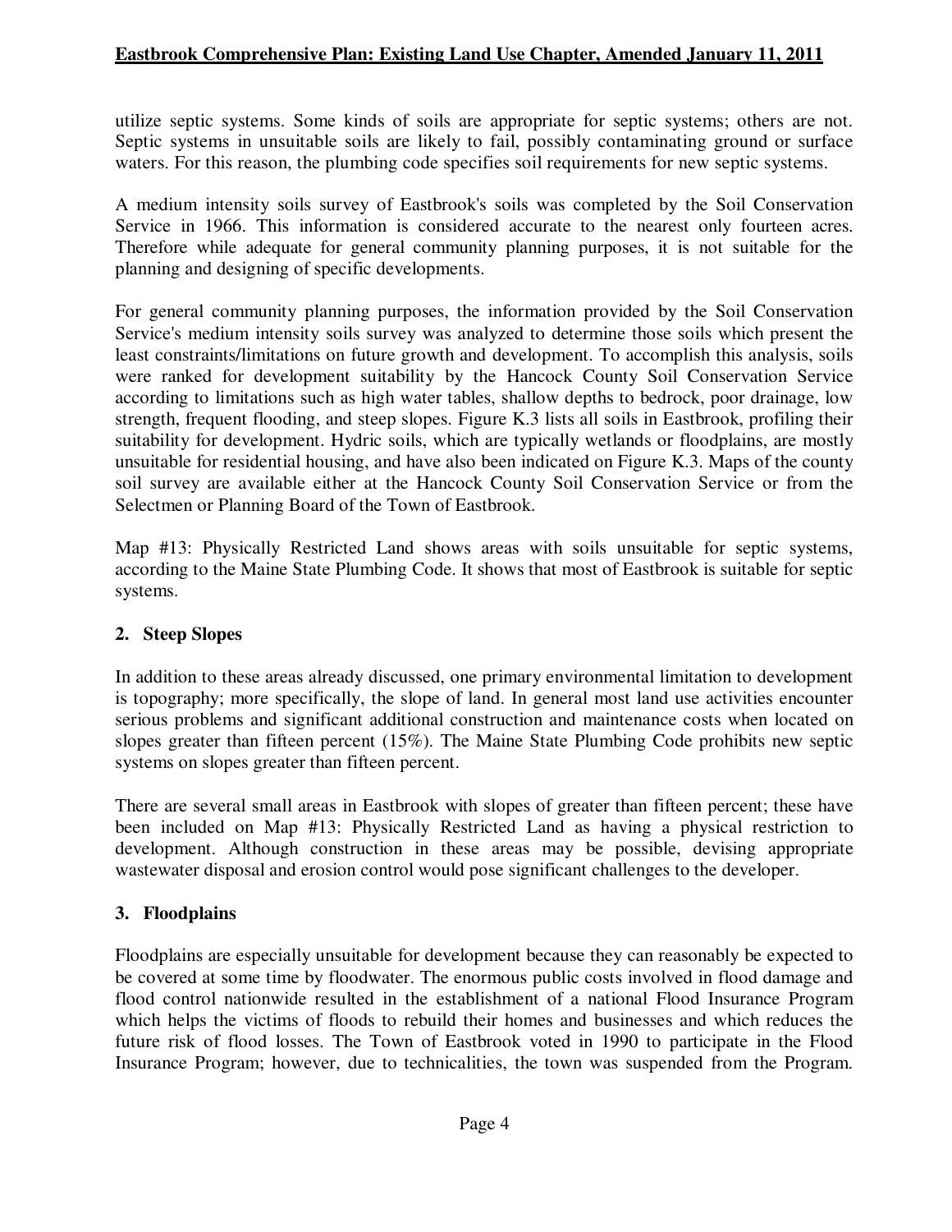utilize septic systems. Some kinds of soils are appropriate for septic systems; others are not. Septic systems in unsuitable soils are likely to fail, possibly contaminating ground or surface waters. For this reason, the plumbing code specifies soil requirements for new septic systems.

A medium intensity soils survey of Eastbrook's soils was completed by the Soil Conservation Service in 1966. This information is considered accurate to the nearest only fourteen acres. Therefore while adequate for general community planning purposes, it is not suitable for the planning and designing of specific developments.

For general community planning purposes, the information provided by the Soil Conservation Service's medium intensity soils survey was analyzed to determine those soils which present the least constraints/limitations on future growth and development. To accomplish this analysis, soils were ranked for development suitability by the Hancock County Soil Conservation Service according to limitations such as high water tables, shallow depths to bedrock, poor drainage, low strength, frequent flooding, and steep slopes. Figure K.3 lists all soils in Eastbrook, profiling their suitability for development. Hydric soils, which are typically wetlands or floodplains, are mostly unsuitable for residential housing, and have also been indicated on Figure K.3. Maps of the county soil survey are available either at the Hancock County Soil Conservation Service or from the Selectmen or Planning Board of the Town of Eastbrook.

Map #13: Physically Restricted Land shows areas with soils unsuitable for septic systems, according to the Maine State Plumbing Code. It shows that most of Eastbrook is suitable for septic systems.

### 2. Steep Slopes

In addition to these areas already discussed, one primary environmental limitation to development is topography; more specifically, the slope of land. In general most land use activities encounter serious problems and significant additional construction and maintenance costs when located on slopes greater than fifteen percent (15%). The Maine State Plumbing Code prohibits new septic systems on slopes greater than fifteen percent.

There are several small areas in Eastbrook with slopes of greater than fifteen percent; these have been included on Map #13: Physically Restricted Land as having a physical restriction to development. Although construction in these areas may be possible, devising appropriate wastewater disposal and erosion control would pose significant challenges to the developer.

### 3. Floodplains

Floodplains are especially unsuitable for development because they can reasonably be expected to be covered at some time by floodwater. The enormous public costs involved in flood damage and flood control nationwide resulted in the establishment of a national Flood Insurance Program which helps the victims of floods to rebuild their homes and businesses and which reduces the future risk of flood losses. The Town of Eastbrook voted in 1990 to participate in the Flood Insurance Program; however, due to technicalities, the town was suspended from the Program.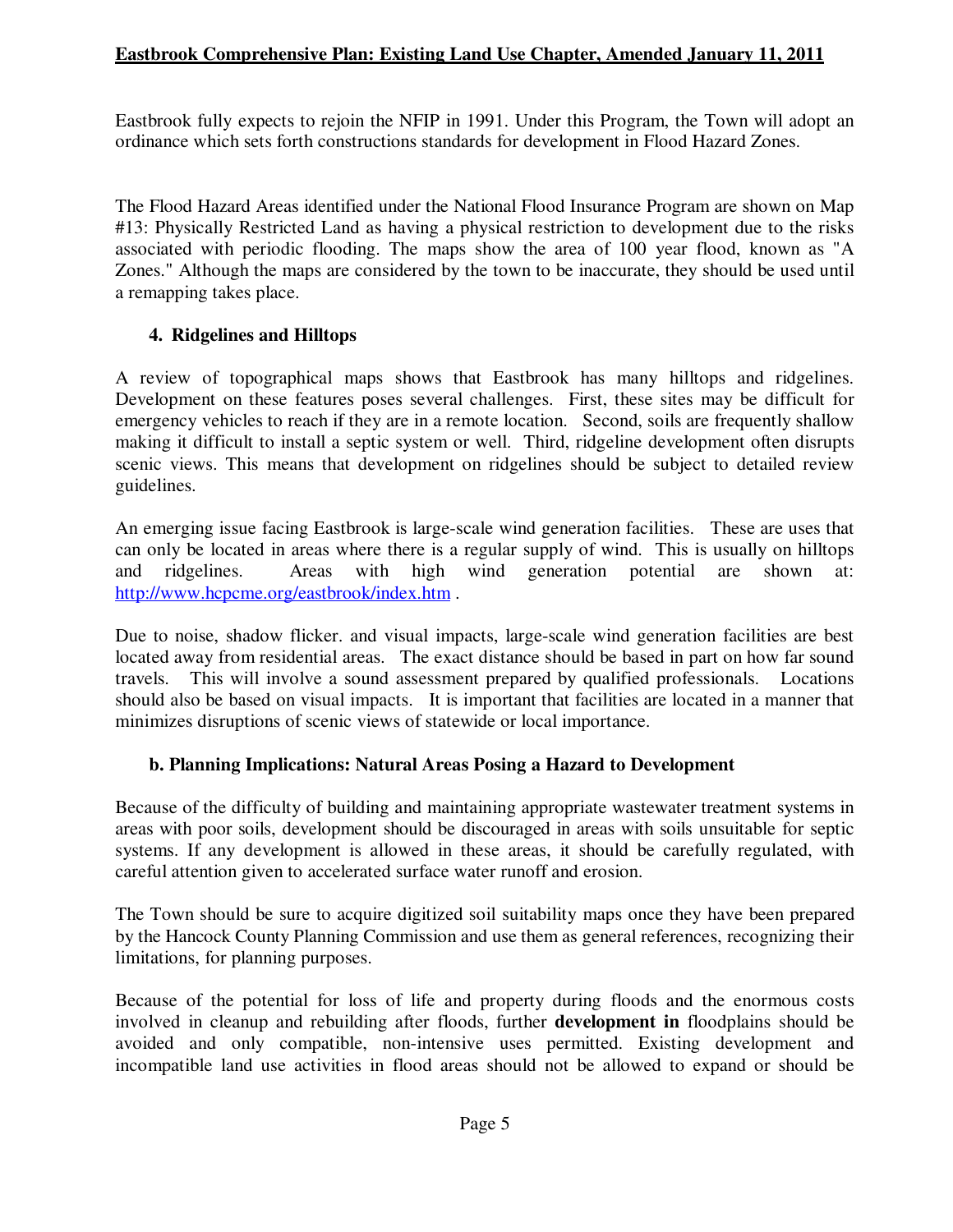Eastbrook fully expects to rejoin the NFIP in 1991. Under this Program, the Town will adopt an ordinance which sets forth constructions standards for development in Flood Hazard Zones.

The Flood Hazard Areas identified under the National Flood Insurance Program are shown on Map #13: Physically Restricted Land as having a physical restriction to development due to the risks associated with periodic flooding. The maps show the area of 100 year flood, known as "A Zones." Although the maps are considered by the town to be inaccurate, they should be used until a remapping takes place.

### 4. Ridgelines and Hilltops

A review of topographical maps shows that Eastbrook has many hilltops and ridgelines. Development on these features poses several challenges. First, these sites may be difficult for emergency vehicles to reach if they are in a remote location. Second, soils are frequently shallow making it difficult to install a septic system or well. Third, ridgeline development often disrupts scenic views. This means that development on ridgelines should be subject to detailed review guidelines.

An emerging issue facing Eastbrook is large-scale wind generation facilities. These are uses that can only be located in areas where there is a regular supply of wind. This is usually on hilltops and ridgelines. Areas with high wind generation potential are shown at: [http://www.hcpcme.org/eastbrook/index.htm](http://www.hcpcme.org/eastbrook/index.htm) .

Due to noise, shadow flicker. and visual impacts, large-scale wind generation facilities are best located away from residential areas. The exact distance should be based in part on how far sound travels. This will involve a sound assessment prepared by qualified professionals. Locations should also be based on visual impacts. It is important that facilities are located in a manner that minimizes disruptions of scenic views of statewide or local importance.

### b. Planning Implications: Natural Areas Posing a Hazard to Development

Because of the difficulty of building and maintaining appropriate wastewater treatment systems in areas with poor soils, development should be discouraged in areas with soils unsuitable for septic systems. If any development is allowed in these areas, it should be carefully regulated, with careful attention given to accelerated surface water runoff and erosion.

The Town should be sure to acquire digitized soil suitability maps once they have been prepared by the Hancock County Planning Commission and use them as general references, recognizing their limitations, for planning purposes.

Because of the potential for loss of life and property during floods and the enormous costs involved in cleanup and rebuilding after floods, further **development in** floodplains should be avoided and only compatible, non-intensive uses permitted. Existing development and incompatible land use activities in flood areas should not be allowed to expand or should be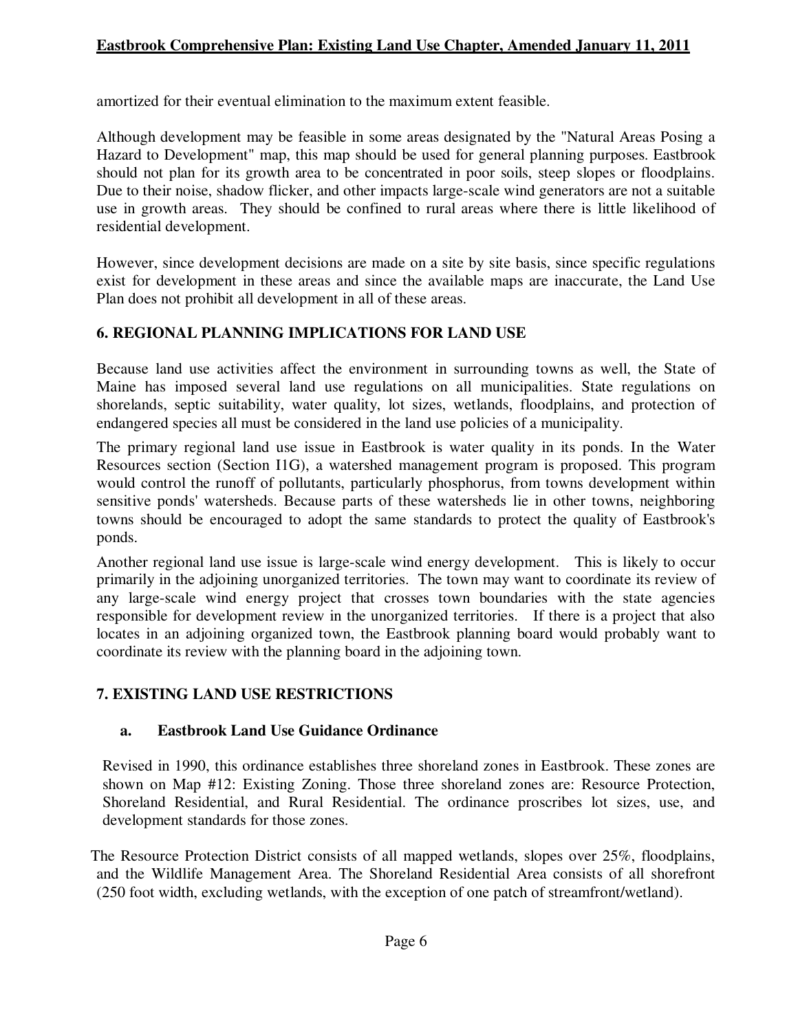amortized for their eventual elimination to the maximum extent feasible.

Although development may be feasible in some areas designated by the "Natural Areas Posing a Hazard to Development" map, this map should be used for general planning purposes. Eastbrook should not plan for its growth area to be concentrated in poor soils, steep slopes or floodplains. Due to their noise, shadow flicker, and other impacts large-scale wind generators are not a suitable use in growth areas. They should be confined to rural areas where there is little likelihood of residential development.

However, since development decisions are made on a site by site basis, since specific regulations exist for development in these areas and since the available maps are inaccurate, the Land Use Plan does not prohibit all development in all of these areas.

## 6. REGIONAL PLANNING IMPLICATIONS FOR LAND USE

Because land use activities affect the environment in surrounding towns as well, the State of Maine has imposed several land use regulations on all municipalities. State regulations on shorelands, septic suitability, water quality, lot sizes, wetlands, floodplains, and protection of endangered species all must be considered in the land use policies of a municipality.

The primary regional land use issue in Eastbrook is water quality in its ponds. In the Water Resources section (Section I1G), a watershed management program is proposed. This program would control the runoff of pollutants, particularly phosphorus, from towns development within sensitive ponds' watersheds. Because parts of these watersheds lie in other towns, neighboring towns should be encouraged to adopt the same standards to protect the quality of Eastbrook's ponds.

Another regional land use issue is large-scale wind energy development. This is likely to occur primarily in the adjoining unorganized territories. The town may want to coordinate its review of any large-scale wind energy project that crosses town boundaries with the state agencies responsible for development review in the unorganized territories. If there is a project that also locates in an adjoining organized town, the Eastbrook planning board would probably want to coordinate its review with the planning board in the adjoining town.

## 7. EXISTING LAND USE RESTRICTIONS

### a. Eastbrook Land Use Guidance Ordinance

Revised in 1990, this ordinance establishes three shoreland zones in Eastbrook. These zones are shown on Map #12: Existing Zoning. Those three shoreland zones are: Resource Protection, Shoreland Residential, and Rural Residential. The ordinance proscribes lot sizes, use, and development standards for those zones.

The Resource Protection District consists of all mapped wetlands, slopes over 25%, floodplains, and the Wildlife Management Area. The Shoreland Residential Area consists of all shorefront (250 foot width, excluding wetlands, with the exception of one patch of streamfront/wetland).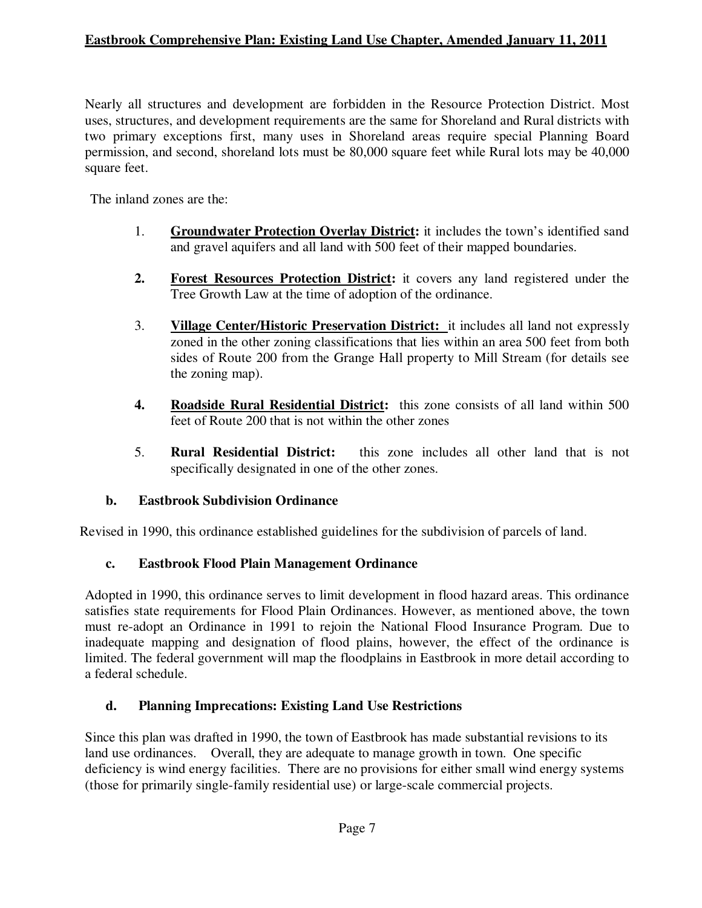Nearly all structures and development are forbidden in the Resource Protection District. Most uses, structures, and development requirements are the same for Shoreland and Rural districts with two primary exceptions first, many uses in Shoreland areas require special Planning Board permission, and second, shoreland lots must be 80,000 square feet while Rural lots may be 40,000 square feet.

The inland zones are the:

1. **Groundwater Protection Overlay District:** it includes the town's identified sand and gravel aquifers and all land with 500 feet of their mapped boundaries.

2. **Forest Resources Protection District:** it covers any land registered under the Tree Growth Law at the time of adoption of the ordinance.

3. **Village Center/Historic Preservation District:** it includes all land not expressly zoned in the other zoning classifications that lies within an area 500 feet from both sides of Route 200 from the Grange Hall property to Mill Stream (for details see the zoning map).

4. **Roadside Rural Residential District:** this zone consists of all land within 500 feet of Route 200 that is not within the other zones

5. **Rural Residential District:** this zone includes all other land that is not specifically designated in one of the other zones.

### b. Eastbrook Subdivision Ordinance

Revised in 1990, this ordinance established guidelines for the subdivision of parcels of land.

### c. Eastbrook Flood Plain Management Ordinance

Adopted in 1990, this ordinance serves to limit development in flood hazard areas. This ordinance satisfies state requirements for Flood Plain Ordinances. However, as mentioned above, the town must re-adopt an Ordinance in 1991 to rejoin the National Flood Insurance Program. Due to inadequate mapping and designation of flood plains, however, the effect of the ordinance is limited. The federal government will map the floodplains in Eastbrook in more detail according to a federal schedule.

### d. Planning Imprecations: Existing Land Use Restrictions

Since this plan was drafted in 1990, the town of Eastbrook has made substantial revisions to its land use ordinances. Overall, they are adequate to manage growth in town. One specific deficiency is wind energy facilities. There are no provisions for either small wind energy systems (those for primarily single-family residential use) or large-scale commercial projects.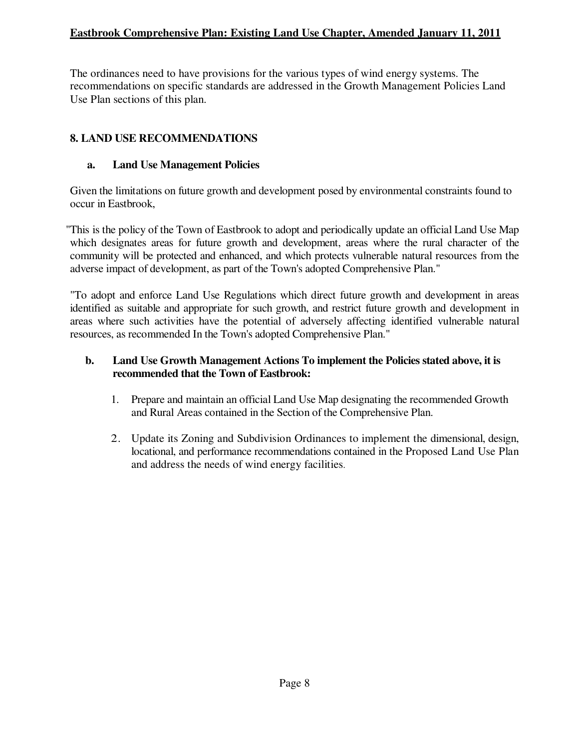The ordinances need to have provisions for the various types of wind energy systems. The recommendations on specific standards are addressed in the Growth Management Policies Land Use Plan sections of this plan.

## 8. LAND USE RECOMMENDATIONS

### a. Land Use Management Policies

Given the limitations on future growth and development posed by environmental constraints found to occur in Eastbrook,

"This is the policy of the Town of Eastbrook to adopt and periodically update an official Land Use Map which designates areas for future growth and development, areas where the rural character of the community will be protected and enhanced, and which protects vulnerable natural resources from the adverse impact of development, as part of the Town's adopted Comprehensive Plan."

"To adopt and enforce Land Use Regulations which direct future growth and development in areas identified as suitable and appropriate for such growth, and restrict future growth and development in areas where such activities have the potential of adversely affecting identified vulnerable natural resources, as recommended In the Town's adopted Comprehensive Plan."

### b. Land Use Growth Management Actions To implement the Policies stated above, it is recommended that the Town of Eastbrook:

1. Prepare and maintain an official Land Use Map designating the recommended Growth and Rural Areas contained in the Section of the Comprehensive Plan.

2. Update its Zoning and Subdivision Ordinances to implement the dimensional, design, locational, and performance recommendations contained in the Proposed Land Use Plan and address the needs of wind energy facilities.